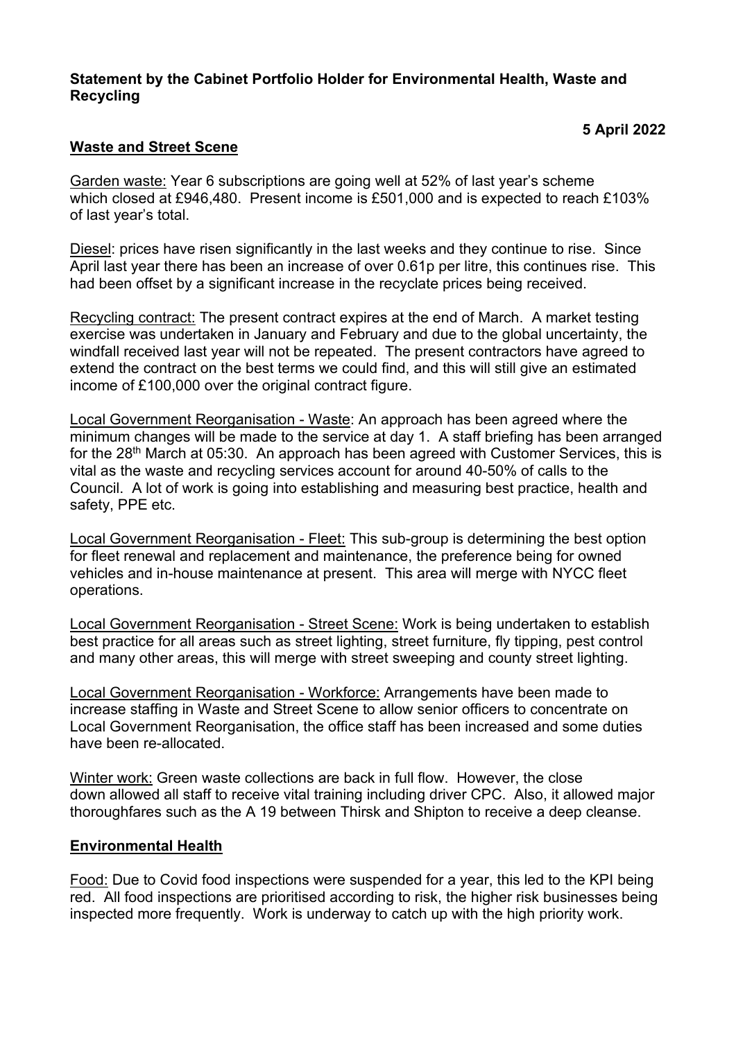**Statement by the Cabinet Portfolio Holder for Environmental Health, Waste and Recycling**

**5 April 2022**

**Waste and Street Scene**

Garden waste: Year 6 subscriptions are going well at 52% of last year's scheme which closed at £946,480. Present income is £501,000 and is expected to reach £103% of last year's total.

Diesel: prices have risen significantly in the last weeks and they continue to rise. Since April last year there has been an increase of over 0.61p per litre, this continues rise. This had been offset by a significant increase in the recyclate prices being received.

Recycling contract: The present contract expires at the end of March. A market testing exercise was undertaken in January and February and due to the global uncertainty, the windfall received last year will not be repeated. The present contractors have agreed to extend the contract on the best terms we could find, and this will still give an estimated income of £100,000 over the original contract figure.

Local Government Reorganisation - Waste: An approach has been agreed where the minimum changes will be made to the service at day 1. A staff briefing has been arranged for the 28th March at 05:30. An approach has been agreed with Customer Services, this is vital as the waste and recycling services account for around 40-50% of calls to the Council. A lot of work is going into establishing and measuring best practice, health and safety, PPE etc.

Local Government Reorganisation - Fleet: This sub-group is determining the best option for fleet renewal and replacement and maintenance, the preference being for owned vehicles and in-house maintenance at present. This area will merge with NYCC fleet operations.

Local Government Reorganisation - Street Scene: Work is being undertaken to establish best practice for all areas such as street lighting, street furniture, fly tipping, pest control and many other areas, this will merge with street sweeping and county street lighting.

Local Government Reorganisation - Workforce: Arrangements have been made to increase staffing in Waste and Street Scene to allow senior officers to concentrate on Local Government Reorganisation, the office staff has been increased and some duties have been re-allocated.

Winter work: Green waste collections are back in full flow. However, the close down allowed all staff to receive vital training including driver CPC. Also, it allowed major thoroughfares such as the A 19 between Thirsk and Shipton to receive a deep cleanse.

**Environmental Health**

Food: Due to Covid food inspections were suspended for a year, this led to the KPI being red. All food inspections are prioritised according to risk, the higher risk businesses being inspected more frequently. Work is underway to catch up with the high priority work.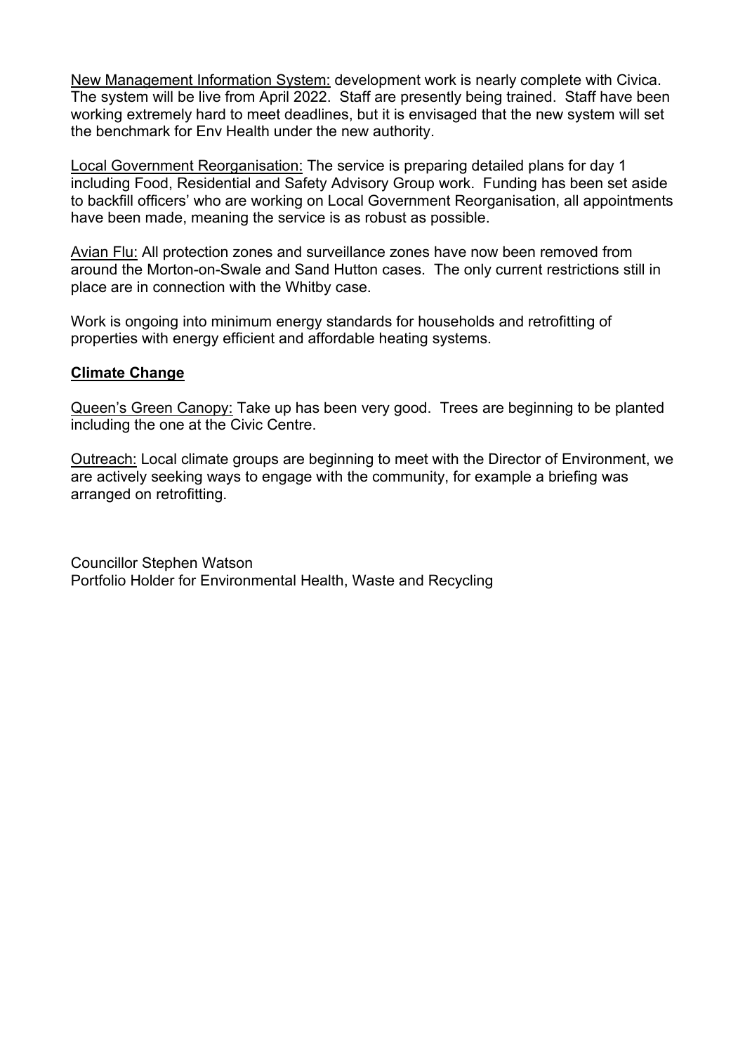<u>New Management Information System:</u> development work is nearly complete with Civica. The system will be live from April 2022. Staff are presently being trained. Staff have been working extremely hard to meet deadlines, but it is envisaged that the new system will set the benchmark for Env Health under the new authority.

<u>Local Government Reorganisation:</u> The service is preparing detailed plans for day 1 including Food, Residential and Safety Advisory Group work. Funding has been set aside to backfill officers' who are working on Local Government Reorganisation, all appointments have been made, meaning the service is as robust as possible.

<u>Avian Flu:</u> All protection zones and surveillance zones have now been removed from around the Morton-on-Swale and Sand Hutton cases. The only current restrictions still in place are in connection with the Whitby case.

Work is ongoing into minimum energy standards for households and retrofitting of properties with energy efficient and affordable heating systems.

## Climate Change

<u>Queen's Green Canopy:</u> Take up has been very good. Trees are beginning to be planted including the one at the Civic Centre.

<u>Outreach:</u> Local climate groups are beginning to meet with the Director of Environment, we are actively seeking ways to engage with the community, for example a briefing was arranged on retrofitting.

Councillor Stephen Watson
Portfolio Holder for Environmental Health, Waste and Recycling